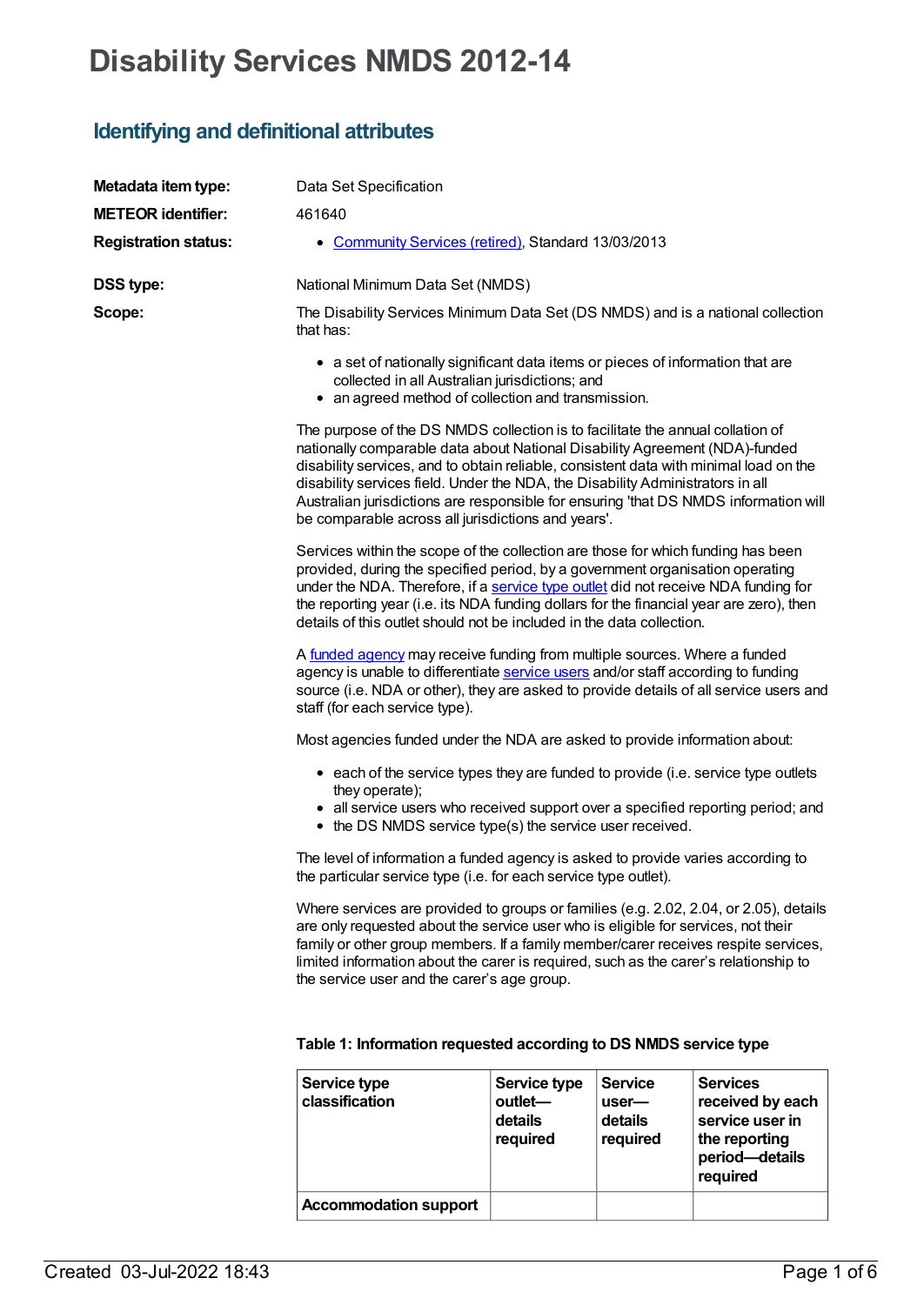# Disability Services NMDS 2012-14

## Identifying and definitional attributes

**Metadata item type:** Data Set Specification

**METEOR identifier:** 461640

**Registration status:**

- Community Services (retired), Standard 13/03/2013

**DSS type:** National Minimum Data Set (NMDS)

**Scope:** The Disability Services Minimum Data Set (DS NMDS) and is a national collection that has:

- a set of nationally significant data items or pieces of information that are collected in all Australian jurisdictions; and
- an agreed method of collection and transmission.

The purpose of the DS NMDS collection is to facilitate the annual collation of nationally comparable data about National Disability Agreement (NDA)-funded disability services, and to obtain reliable, consistent data with minimal load on the disability services field. Under the NDA, the Disability Administrators in all Australian jurisdictions are responsible for ensuring 'that DS NMDS information will be comparable across all jurisdictions and years'.

Services within the scope of the collection are those for which funding has been provided, during the specified period, by a government organisation operating under the NDA. Therefore, if a service type outlet did not receive NDA funding for the reporting year (i.e. its NDA funding dollars for the financial year are zero), then details of this outlet should not be included in the data collection.

A funded agency may receive funding from multiple sources. Where a funded agency is unable to differentiate service users and/or staff according to funding source (i.e. NDA or other), they are asked to provide details of all service users and staff (for each service type).

Most agencies funded under the NDA are asked to provide information about:

- each of the service types they are funded to provide (i.e. service type outlets they operate);
- all service users who received support over a specified reporting period; and
- the DS NMDS service type(s) the service user received.

The level of information a funded agency is asked to provide varies according to the particular service type (i.e. for each service type outlet).

Where services are provided to groups or families (e.g. 2.02, 2.04, or 2.05), details are only requested about the service user who is eligible for services, not their family or other group members. If a family member/carer receives respite services, limited information about the carer is required, such as the carer's relationship to the service user and the carer's age group.

**Table 1: Information requested according to DS NMDS service type**

| Service type classification | Service type outlet—details required | Service user—details required | Services received by each service user in the reporting period—details required |
|---|---|---|---|
| **Accommodation support** | | | |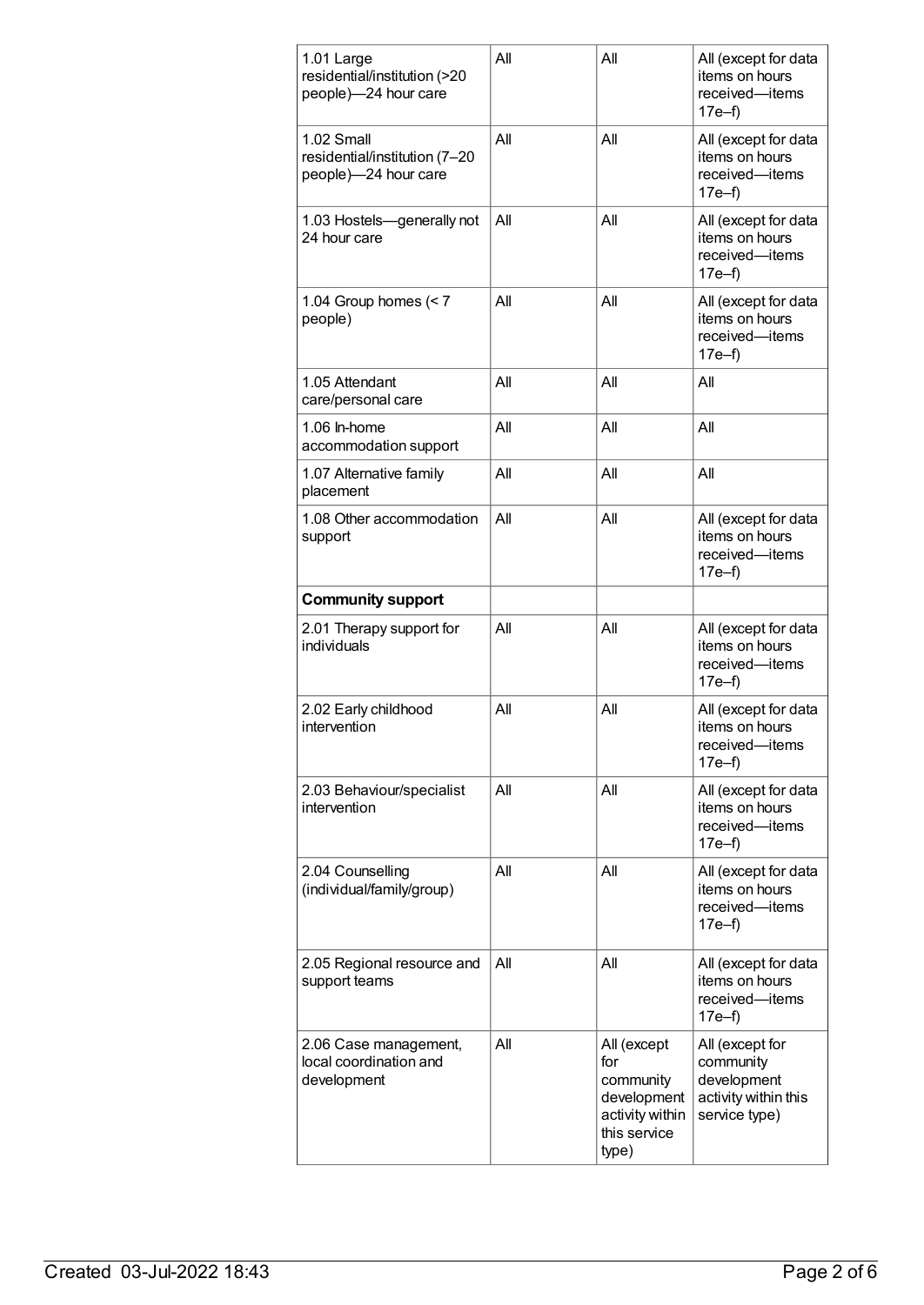| | | | |
|---|---|---|---|
| 1.01 Large residential/institution (>20 people)—24 hour care | All | All | All (except for data items on hours received—items 17e–f) |
| 1.02 Small residential/institution (7–20 people)—24 hour care | All | All | All (except for data items on hours received—items 17e–f) |
| 1.03 Hostels—generally not 24 hour care | All | All | All (except for data items on hours received—items 17e–f) |
| 1.04 Group homes (< 7 people) | All | All | All (except for data items on hours received—items 17e–f) |
| 1.05 Attendant care/personal care | All | All | All |
| 1.06 In-home accommodation support | All | All | All |
| 1.07 Alternative family placement | All | All | All |
| 1.08 Other accommodation support | All | All | All (except for data items on hours received—items 17e–f) |
| **Community support** | | | |
| 2.01 Therapy support for individuals | All | All | All (except for data items on hours received—items 17e–f) |
| 2.02 Early childhood intervention | All | All | All (except for data items on hours received—items 17e–f) |
| 2.03 Behaviour/specialist intervention | All | All | All (except for data items on hours received—items 17e–f) |
| 2.04 Counselling (individual/family/group) | All | All | All (except for data items on hours received—items 17e–f) |
| 2.05 Regional resource and support teams | All | All | All (except for data items on hours received—items 17e–f) |
| 2.06 Case management, local coordination and development | All | All (except for community development activity within this service type) | All (except for community development activity within this service type) |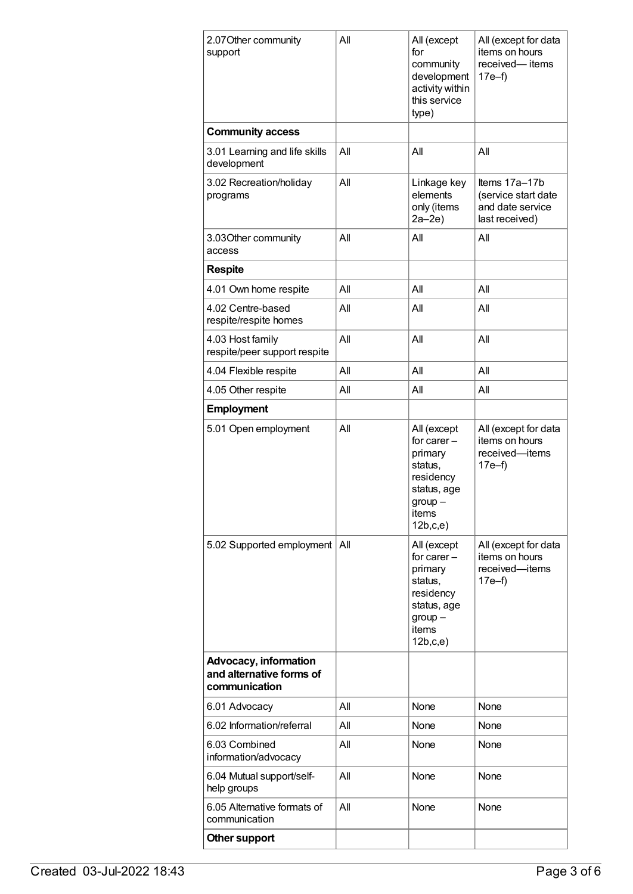| | | | |
|---|---|---|---|
| 2.07Other community support | All | All (except for community development activity within this service type) | All (except for data items on hours received— items 17e–f) |
| **Community access** | | | |
| 3.01 Learning and life skills development | All | All | All |
| 3.02 Recreation/holiday programs | All | Linkage key elements only (items 2a–2e) | Items 17a–17b (service start date and date service last received) |
| 3.03Other community access | All | All | All |
| **Respite** | | | |
| 4.01 Own home respite | All | All | All |
| 4.02 Centre-based respite/respite homes | All | All | All |
| 4.03 Host family respite/peer support respite | All | All | All |
| 4.04 Flexible respite | All | All | All |
| 4.05 Other respite | All | All | All |
| **Employment** | | | |
| 5.01 Open employment | All | All (except for carer – primary status, residency status, age group – items 12b,c,e) | All (except for data items on hours received—items 17e–f) |
| 5.02 Supported employment | All | All (except for carer – primary status, residency status, age group – items 12b,c,e) | All (except for data items on hours received—items 17e–f) |
| **Advocacy, information and alternative forms of communication** | | | |
| 6.01 Advocacy | All | None | None |
| 6.02 Information/referral | All | None | None |
| 6.03 Combined information/advocacy | All | None | None |
| 6.04 Mutual support/self-help groups | All | None | None |
| 6.05 Alternative formats of communication | All | None | None |
| **Other support** | | | |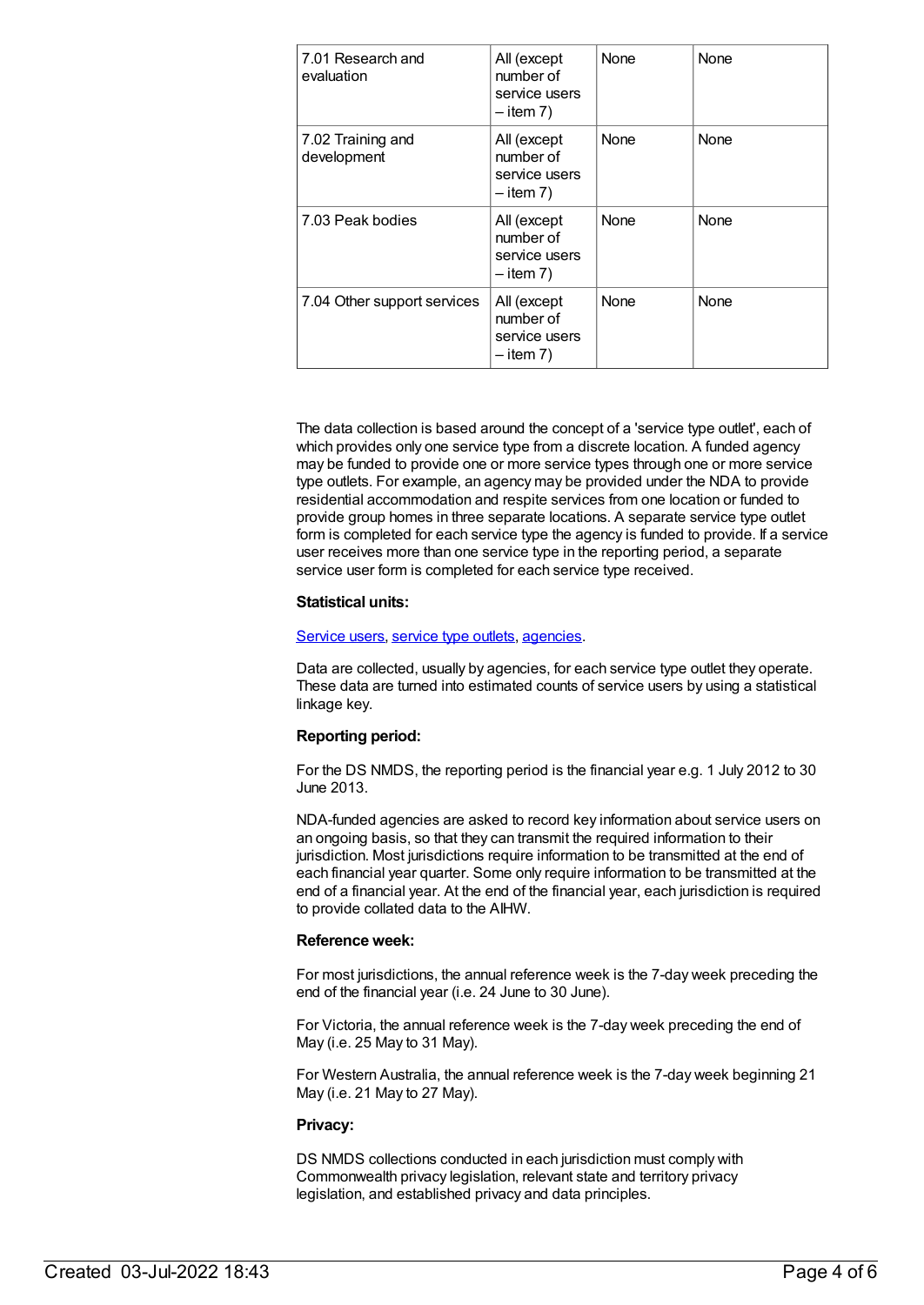| 7.01 Research and evaluation | All (except number of service users – item 7) | None | None |
|---|---|---|---|
| 7.02 Training and development | All (except number of service users – item 7) | None | None |
| 7.03 Peak bodies | All (except number of service users – item 7) | None | None |
| 7.04 Other support services | All (except number of service users – item 7) | None | None |

The data collection is based around the concept of a 'service type outlet', each of which provides only one service type from a discrete location. A funded agency may be funded to provide one or more service types through one or more service type outlets. For example, an agency may be provided under the NDA to provide residential accommodation and respite services from one location or funded to provide group homes in three separate locations. A separate service type outlet form is completed for each service type the agency is funded to provide. If a service user receives more than one service type in the reporting period, a separate service user form is completed for each service type received.

**Statistical units:**

Service users, service type outlets, agencies.

Data are collected, usually by agencies, for each service type outlet they operate. These data are turned into estimated counts of service users by using a statistical linkage key.

**Reporting period:**

For the DS NMDS, the reporting period is the financial year e.g. 1 July 2012 to 30 June 2013.

NDA-funded agencies are asked to record key information about service users on an ongoing basis, so that they can transmit the required information to their jurisdiction. Most jurisdictions require information to be transmitted at the end of each financial year quarter. Some only require information to be transmitted at the end of a financial year. At the end of the financial year, each jurisdiction is required to provide collated data to the AIHW.

**Reference week:**

For most jurisdictions, the annual reference week is the 7-day week preceding the end of the financial year (i.e. 24 June to 30 June).

For Victoria, the annual reference week is the 7-day week preceding the end of May (i.e. 25 May to 31 May).

For Western Australia, the annual reference week is the 7-day week beginning 21 May (i.e. 21 May to 27 May).

**Privacy:**

DS NMDS collections conducted in each jurisdiction must comply with Commonwealth privacy legislation, relevant state and territory privacy legislation, and established privacy and data principles.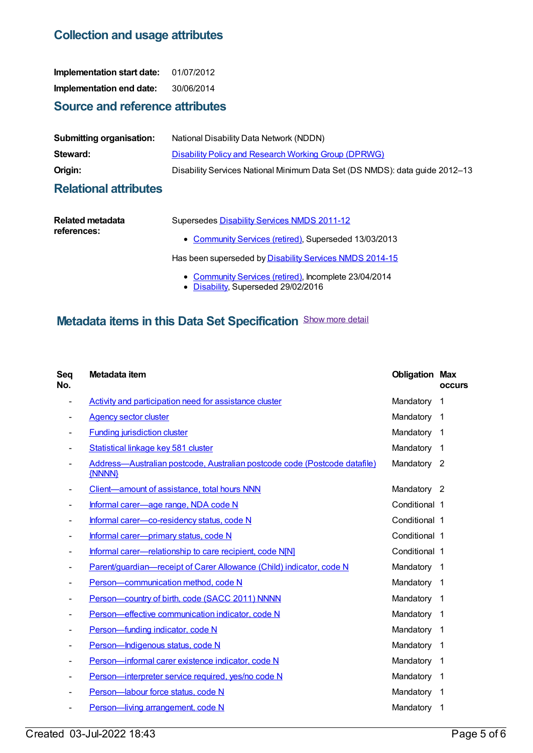## Collection and usage attributes

**Implementation start date:** 01/07/2012

**Implementation end date:** 30/06/2014

## Source and reference attributes

**Submitting organisation:** National Disability Data Network (NDDN)

**Steward:** Disability Policy and Research Working Group (DPRWG)

**Origin:** Disability Services National Minimum Data Set (DS NMDS): data guide 2012–13

## Relational attributes

**Related metadata references:**

Supersedes Disability Services NMDS 2011-12

- Community Services (retired), Superseded 13/03/2013

Has been superseded by Disability Services NMDS 2014-15

- Community Services (retired), Incomplete 23/04/2014
- Disability, Superseded 29/02/2016

## Metadata items in this Data Set Specification

Show more detail

| Seq No. | Metadata item | Obligation | Max occurs |
|---|---|---|---|
| - | Activity and participation need for assistance cluster | Mandatory | 1 |
| - | Agency sector cluster | Mandatory | 1 |
| - | Funding jurisdiction cluster | Mandatory | 1 |
| - | Statistical linkage key 581 cluster | Mandatory | 1 |
| - | Address—Australian postcode, Australian postcode code (Postcode datafile) {NNNN} | Mandatory | 2 |
| - | Client—amount of assistance, total hours NNN | Mandatory | 2 |
| - | Informal carer—age range, NDA code N | Conditional | 1 |
| - | Informal carer—co-residency status, code N | Conditional | 1 |
| - | Informal carer—primary status, code N | Conditional | 1 |
| - | Informal carer—relationship to care recipient, code N[N] | Conditional | 1 |
| - | Parent/guardian—receipt of Carer Allowance (Child) indicator, code N | Mandatory | 1 |
| - | Person—communication method, code N | Mandatory | 1 |
| - | Person—country of birth, code (SACC 2011) NNNN | Mandatory | 1 |
| - | Person—effective communication indicator, code N | Mandatory | 1 |
| - | Person—funding indicator, code N | Mandatory | 1 |
| - | Person—Indigenous status, code N | Mandatory | 1 |
| - | Person—informal carer existence indicator, code N | Mandatory | 1 |
| - | Person—interpreter service required, yes/no code N | Mandatory | 1 |
| - | Person—labour force status, code N | Mandatory | 1 |
| - | Person—living arrangement, code N | Mandatory | 1 |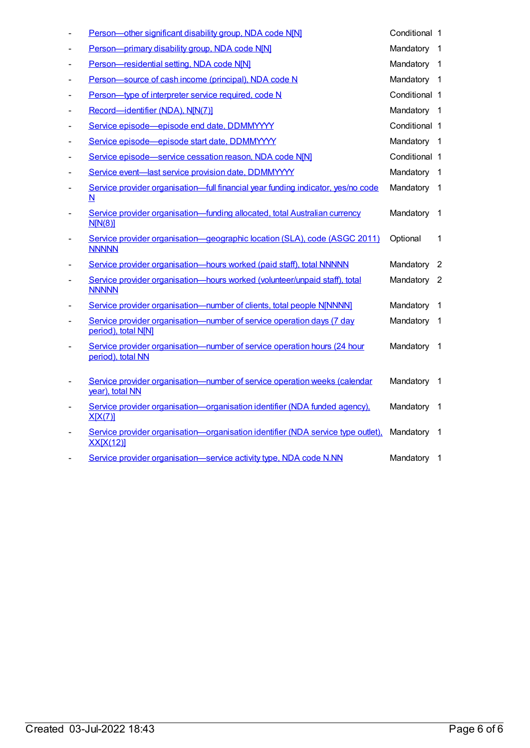| | | | |
|---|---|---|---|
| - | Person—other significant disability group, NDA code N[N] | Conditional | 1 |
| - | Person—primary disability group, NDA code N[N] | Mandatory | 1 |
| - | Person—residential setting, NDA code N[N] | Mandatory | 1 |
| - | Person—source of cash income (principal), NDA code N | Mandatory | 1 |
| - | Person—type of interpreter service required, code N | Conditional | 1 |
| - | Record—identifier (NDA), N[N(7)] | Mandatory | 1 |
| - | Service episode—episode end date, DDMMYYYY | Conditional | 1 |
| - | Service episode—episode start date, DDMMYYYY | Mandatory | 1 |
| - | Service episode—service cessation reason, NDA code N[N] | Conditional | 1 |
| - | Service event—last service provision date, DDMMYYYY | Mandatory | 1 |
| - | Service provider organisation—full financial year funding indicator, yes/no code N | Mandatory | 1 |
| - | Service provider organisation—funding allocated, total Australian currency N[N(8)] | Mandatory | 1 |
| - | Service provider organisation—geographic location (SLA), code (ASGC 2011) NNNNN | Optional | 1 |
| - | Service provider organisation—hours worked (paid staff), total NNNNN | Mandatory | 2 |
| - | Service provider organisation—hours worked (volunteer/unpaid staff), total NNNNN | Mandatory | 2 |
| - | Service provider organisation—number of clients, total people N[NNNN] | Mandatory | 1 |
| - | Service provider organisation—number of service operation days (7 day period), total N[N] | Mandatory | 1 |
| - | Service provider organisation—number of service operation hours (24 hour period), total NN | Mandatory | 1 |
| - | Service provider organisation—number of service operation weeks (calendar year), total NN | Mandatory | 1 |
| - | Service provider organisation—organisation identifier (NDA funded agency), X[X(7)] | Mandatory | 1 |
| - | Service provider organisation—organisation identifier (NDA service type outlet), XX[X(12)] | Mandatory | 1 |
| - | Service provider organisation—service activity type, NDA code N.NN | Mandatory | 1 |